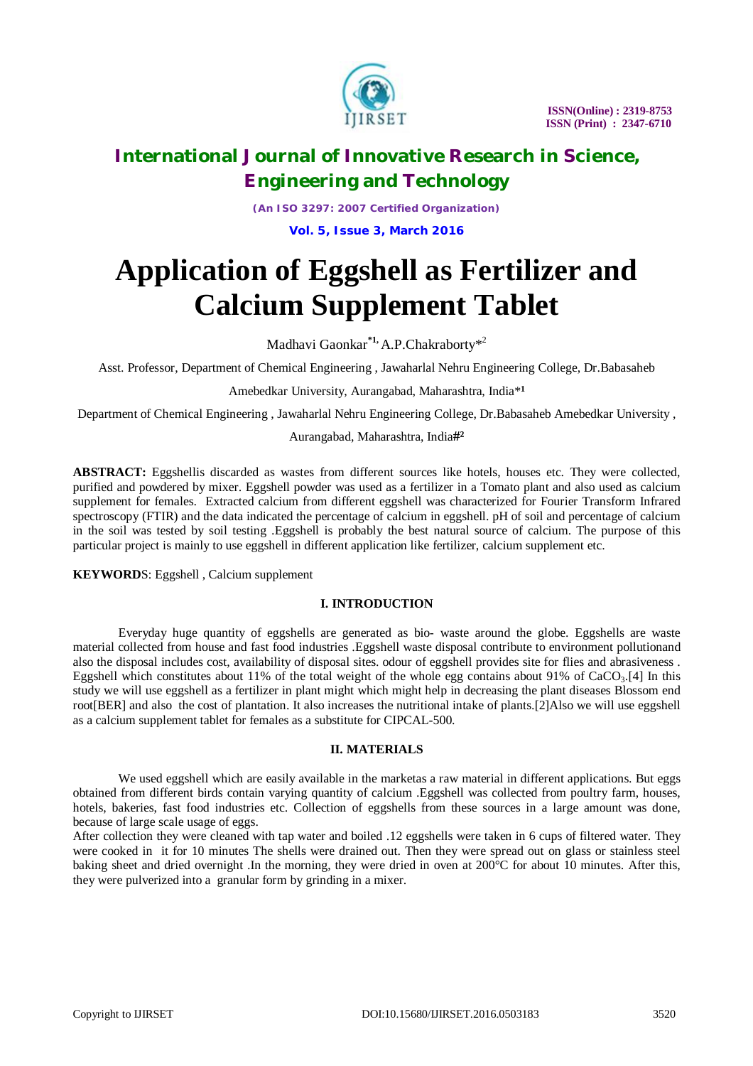# Application of Eggshell as Fertilizer and Calcium Supplement Tablet

Madhavi Gaonkar[*1,] A.P.Chakraborty*[2]

Asst. Professor, Department of Chemical Engineering , Jawaharlal Nehru Engineering College, Dr.Babasaheb Amebedkar University, Aurangabad, Maharashtra, India*[1]

Department of Chemical Engineering , Jawaharlal Nehru Engineering College, Dr.Babasaheb Amebedkar University , Aurangabad, Maharashtra, India#[2]

**ABSTRACT:** Eggshellis discarded as wastes from different sources like hotels, houses etc. They were collected, purified and powdered by mixer. Eggshell powder was used as a fertilizer in a Tomato plant and also used as calcium supplement for females. Extracted calcium from different eggshell was characterized for Fourier Transform Infrared spectroscopy (FTIR) and the data indicated the percentage of calcium in eggshell. pH of soil and percentage of calcium in the soil was tested by soil testing .Eggshell is probably the best natural source of calcium. The purpose of this particular project is mainly to use eggshell in different application like fertilizer, calcium supplement etc.

**KEYWORDS**: Eggshell , Calcium supplement

## I. INTRODUCTION

Everyday huge quantity of eggshells are generated as bio- waste around the globe. Eggshells are waste material collected from house and fast food industries .Eggshell waste disposal contribute to environment pollutionand also the disposal includes cost, availability of disposal sites. odour of eggshell provides site for flies and abrasiveness . Eggshell which constitutes about 11% of the total weight of the whole egg contains about 91% of $CaCO_3$.[4] In this study we will use eggshell as a fertilizer in plant might which might help in decreasing the plant diseases Blossom end root[BER] and also the cost of plantation. It also increases the nutritional intake of plants.[2]Also we will use eggshell as a calcium supplement tablet for females as a substitute for CIPCAL-500.

## II. MATERIALS

We used eggshell which are easily available in the marketas a raw material in different applications. But eggs obtained from different birds contain varying quantity of calcium .Eggshell was collected from poultry farm, houses, hotels, bakeries, fast food industries etc. Collection of eggshells from these sources in a large amount was done, because of large scale usage of eggs.

After collection they were cleaned with tap water and boiled .12 eggshells were taken in 6 cups of filtered water. They were cooked in it for 10 minutes The shells were drained out. Then they were spread out on glass or stainless steel baking sheet and dried overnight .In the morning, they were dried in oven at 200°C for about 10 minutes. After this, they were pulverized into a granular form by grinding in a mixer.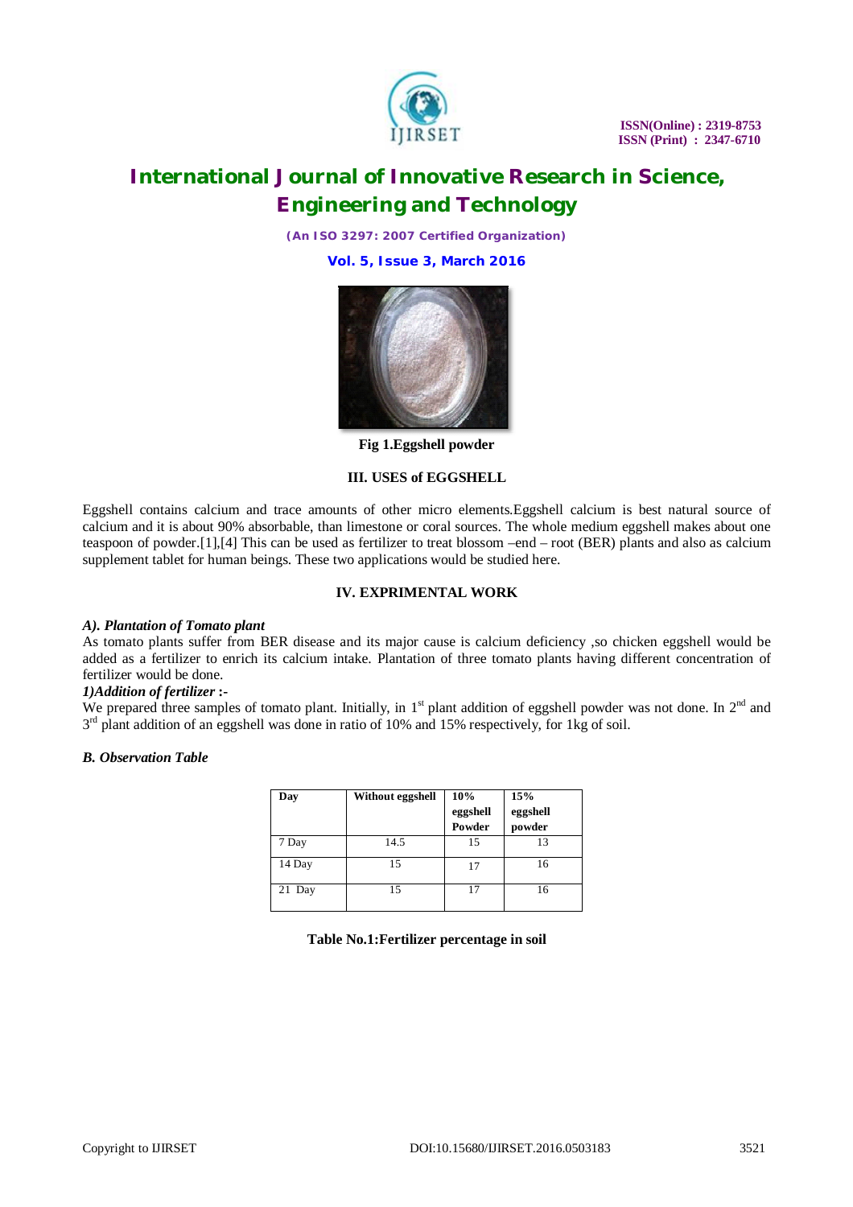Fig 1.Eggshell powder

### III. USES of EGGSHELL

Eggshell contains calcium and trace amounts of other micro elements.Eggshell calcium is best natural source of calcium and it is about 90% absorbable, than limestone or coral sources. The whole medium eggshell makes about one teaspoon of powder.[1],[4] This can be used as fertilizer to treat blossom –end – root (BER) plants and also as calcium supplement tablet for human beings. These two applications would be studied here.

### IV. EXPRIMENTAL WORK

***A). Plantation of Tomato plant***

As tomato plants suffer from BER disease and its major cause is calcium deficiency ,so chicken eggshell would be added as a fertilizer to enrich its calcium intake. Plantation of three tomato plants having different concentration of fertilizer would be done.

***1)Addition of fertilizer*** **:-**

We prepared three samples of tomato plant. Initially, in 1st plant addition of eggshell powder was not done. In 2nd and 3rd plant addition of an eggshell was done in ratio of 10% and 15% respectively, for 1kg of soil.

***B. Observation Table***

| Day | Without eggshell | 10% eggshell Powder | 15% eggshell powder |
|---|---|---|---|
| 7 Day | 14.5 | 15 | 13 |
| 14 Day | 15 | 17 | 16 |
| 21 Day | 15 | 17 | 16 |

**Table No.1:Fertilizer percentage in soil**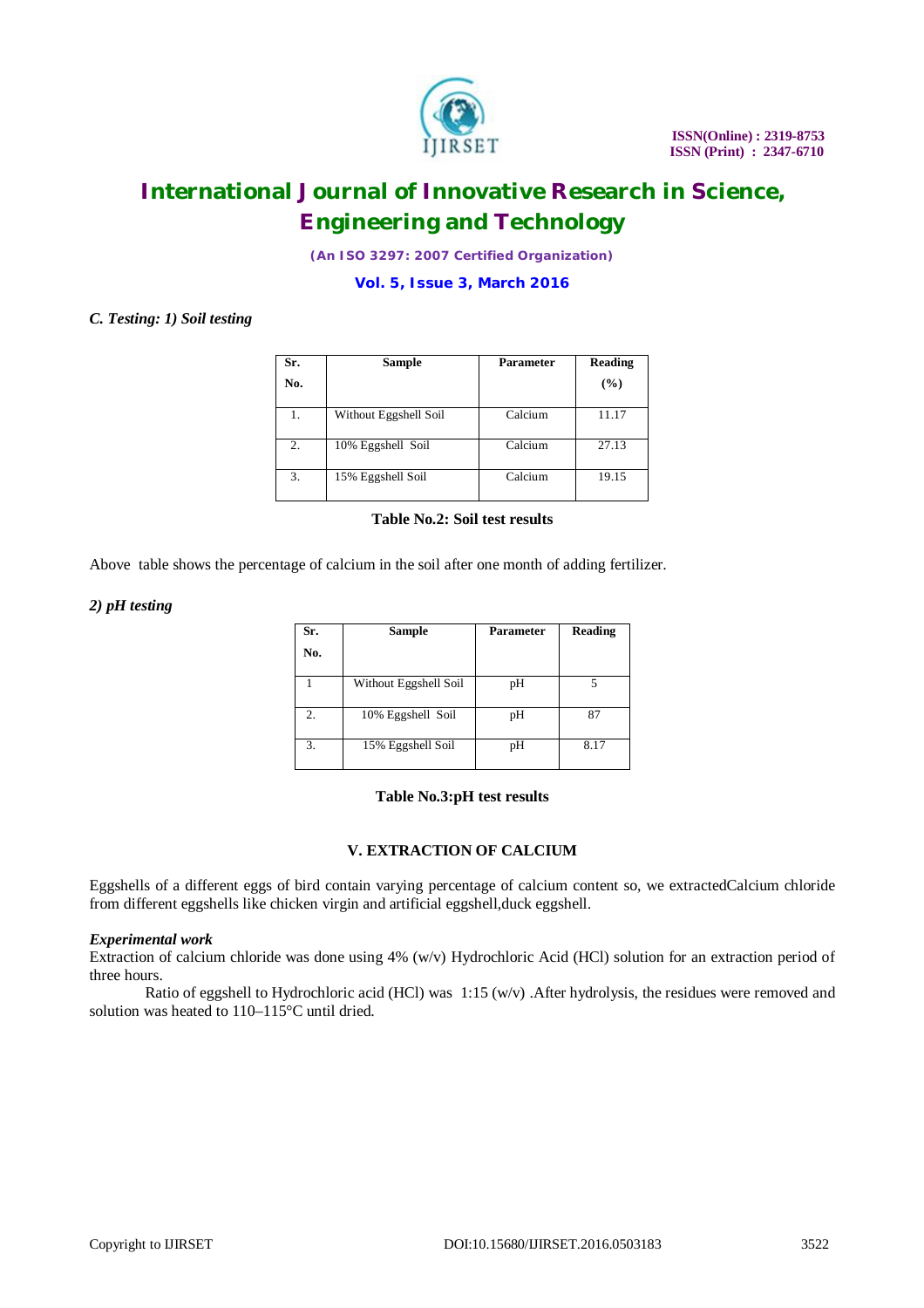### *C. Testing: 1) Soil testing*

| Sr. No. | Sample | Parameter | Reading (%) |
|---|---|---|---|
| 1. | Without Eggshell Soil | Calcium | 11.17 |
| 2. | 10% Eggshell Soil | Calcium | 27.13 |
| 3. | 15% Eggshell Soil | Calcium | 19.15 |

**Table No.2: Soil test results**

Above table shows the percentage of calcium in the soil after one month of adding fertilizer.

### *2) pH testing*

| Sr. No. | Sample | Parameter | Reading |
|---|---|---|---|
| 1 | Without Eggshell Soil | pH | 5 |
| 2. | 10% Eggshell Soil | pH | 87 |
| 3. | 15% Eggshell Soil | pH | 8.17 |

**Table No.3:pH test results**

## V. EXTRACTION OF CALCIUM

Eggshells of a different eggs of bird contain varying percentage of calcium content so, we extractedCalcium chloride from different eggshells like chicken virgin and artificial eggshell,duck eggshell.

***Experimental work***

Extraction of calcium chloride was done using 4% (w/v) Hydrochloric Acid (HCl) solution for an extraction period of three hours.

Ratio of eggshell to Hydrochloric acid (HCl) was 1:15 (w/v) .After hydrolysis, the residues were removed and solution was heated to 110–115°C until dried.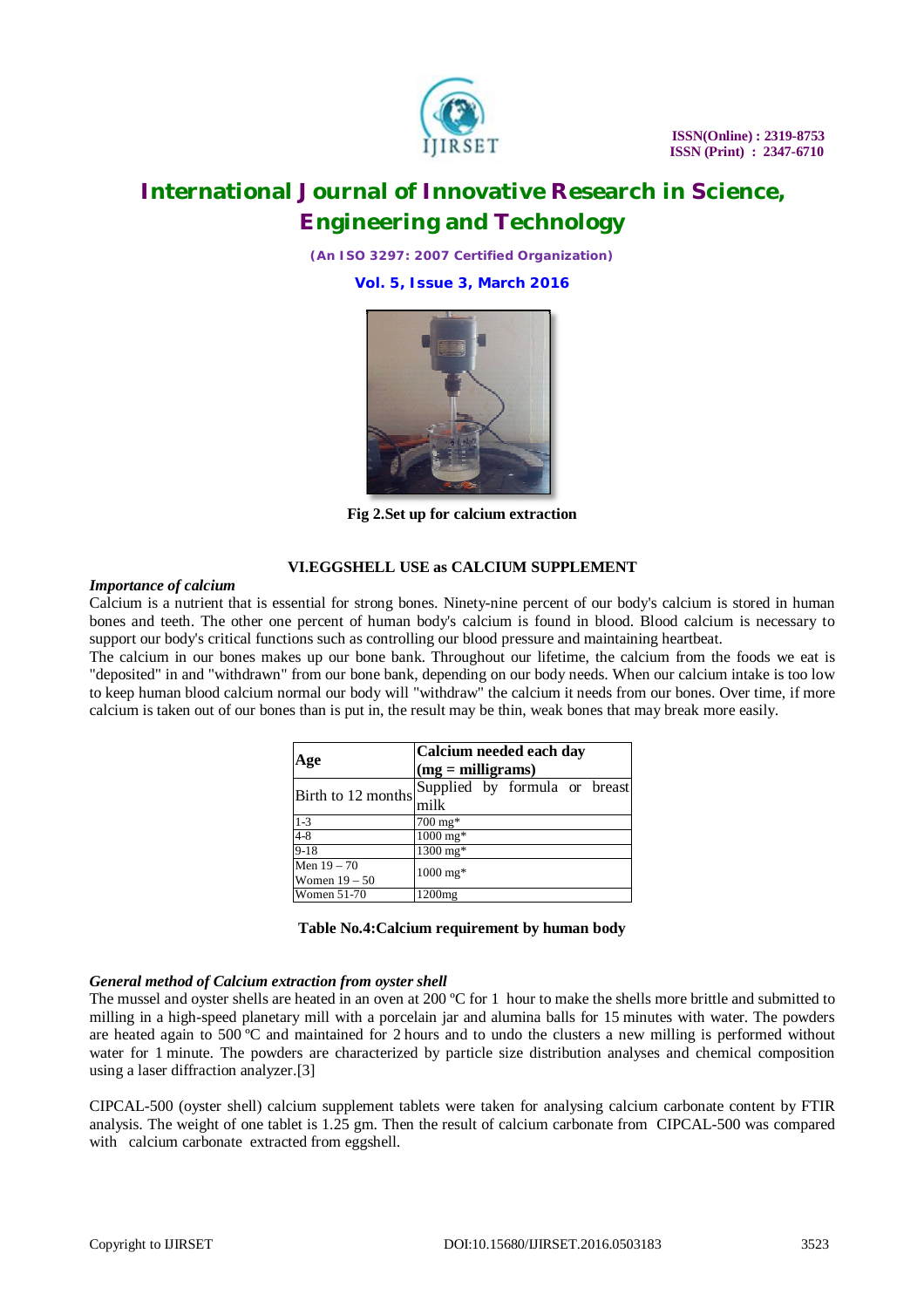Fig 2.Set up for calcium extraction

## VI.EGGSHELL USE as CALCIUM SUPPLEMENT

*Importance of calcium*

Calcium is a nutrient that is essential for strong bones. Ninety-nine percent of our body's calcium is stored in human bones and teeth. The other one percent of human body's calcium is found in blood. Blood calcium is necessary to support our body's critical functions such as controlling our blood pressure and maintaining heartbeat.

The calcium in our bones makes up our bone bank. Throughout our lifetime, the calcium from the foods we eat is "deposited" in and "withdrawn" from our bone bank, depending on our body needs. When our calcium intake is too low to keep human blood calcium normal our body will "withdraw" the calcium it needs from our bones. Over time, if more calcium is taken out of our bones than is put in, the result may be thin, weak bones that may break more easily.

| **Age** | **Calcium needed each day (mg = milligrams)** |
|---|---|
| Birth to 12 months | Supplied by formula or breast milk |
| 1-3 | 700 mg* |
| 4-8 | 1000 mg* |
| 9-18 | 1300 mg* |
| Men 19 – 70 Women 19 – 50 | 1000 mg* |
| Women 51-70 | 1200mg |

**Table No.4:Calcium requirement by human body**

*General method of Calcium extraction from oyster shell*

The mussel and oyster shells are heated in an oven at 200 ºC for 1 hour to make the shells more brittle and submitted to milling in a high-speed planetary mill with a porcelain jar and alumina balls for 15 minutes with water. The powders are heated again to 500 ºC and maintained for 2 hours and to undo the clusters a new milling is performed without water for 1 minute. The powders are characterized by particle size distribution analyses and chemical composition using a laser diffraction analyzer.[3]

CIPCAL-500 (oyster shell) calcium supplement tablets were taken for analysing calcium carbonate content by FTIR analysis. The weight of one tablet is 1.25 gm. Then the result of calcium carbonate from CIPCAL-500 was compared with calcium carbonate extracted from eggshell.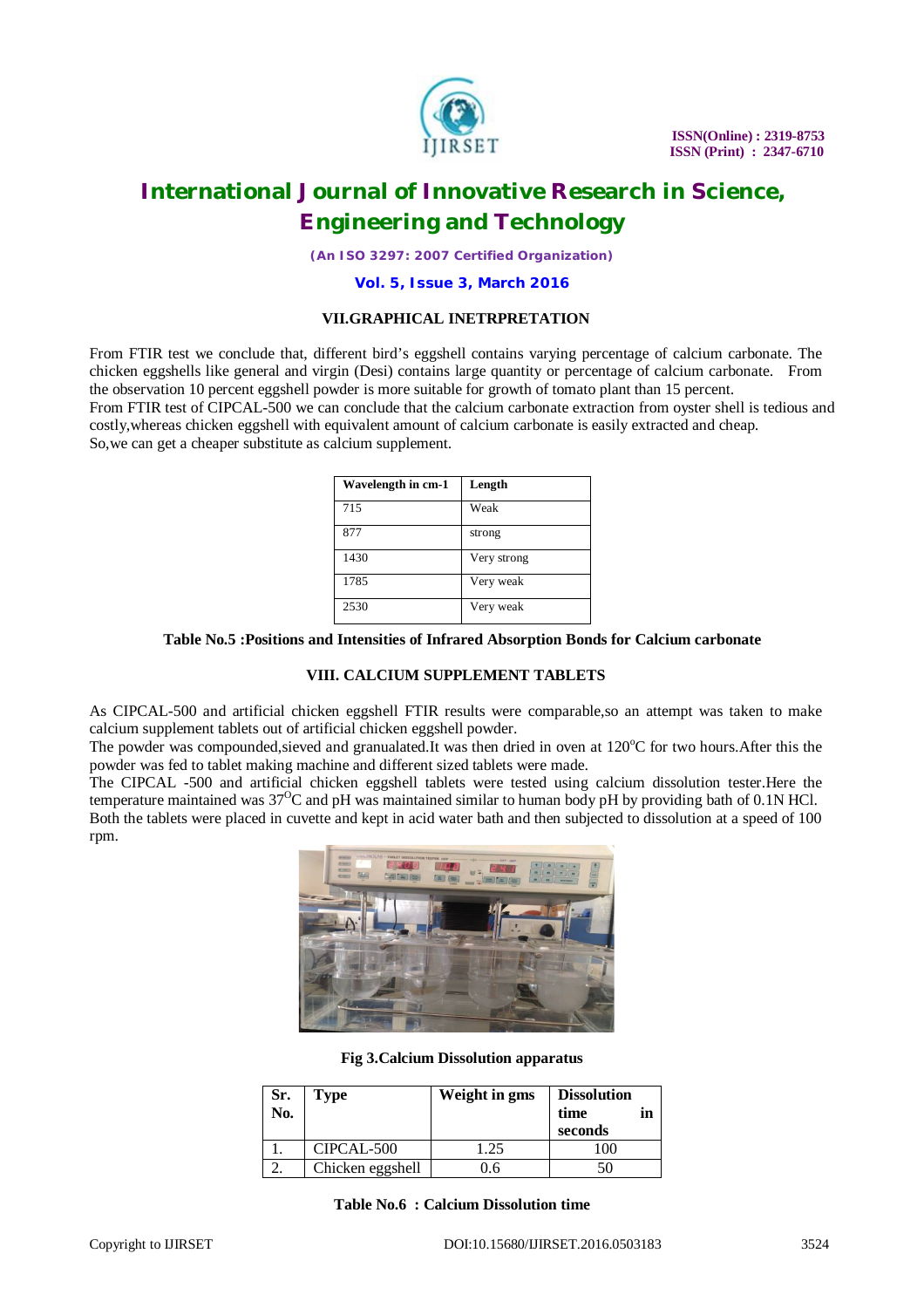## VII.GRAPHICAL INETRPRETATION

From FTIR test we conclude that, different bird's eggshell contains varying percentage of calcium carbonate. The chicken eggshells like general and virgin (Desi) contains large quantity or percentage of calcium carbonate. From the observation 10 percent eggshell powder is more suitable for growth of tomato plant than 15 percent.
From FTIR test of CIPCAL-500 we can conclude that the calcium carbonate extraction from oyster shell is tedious and costly,whereas chicken eggshell with equivalent amount of calcium carbonate is easily extracted and cheap.
So,we can get a cheaper substitute as calcium supplement.

| Wavelength in cm-1 | Length |
|---|---|
| 715 | Weak |
| 877 | strong |
| 1430 | Very strong |
| 1785 | Very weak |
| 2530 | Very weak |

**Table No.5 :Positions and Intensities of Infrared Absorption Bonds for Calcium carbonate**

## VIII. CALCIUM SUPPLEMENT TABLETS

As CIPCAL-500 and artificial chicken eggshell FTIR results were comparable,so an attempt was taken to make calcium supplement tablets out of artificial chicken eggshell powder.
The powder was compounded,sieved and granualated.It was then dried in oven at 120$^{o}$C for two hours.After this the powder was fed to tablet making machine and different sized tablets were made.
The CIPCAL -500 and artificial chicken eggshell tablets were tested using calcium dissolution tester.Here the temperature maintained was 37$^{O}$C and pH was maintained similar to human body pH by providing bath of 0.1N HCl.
Both the tablets were placed in cuvette and kept in acid water bath and then subjected to dissolution at a speed of 100 rpm.

**Fig 3.Calcium Dissolution apparatus**

| Sr. No. | Type | Weight in gms | Dissolution time in seconds |
|---|---|---|---|
| 1. | CIPCAL-500 | 1.25 | 100 |
| 2. | Chicken eggshell | 0.6 | 50 |

**Table No.6 : Calcium Dissolution time**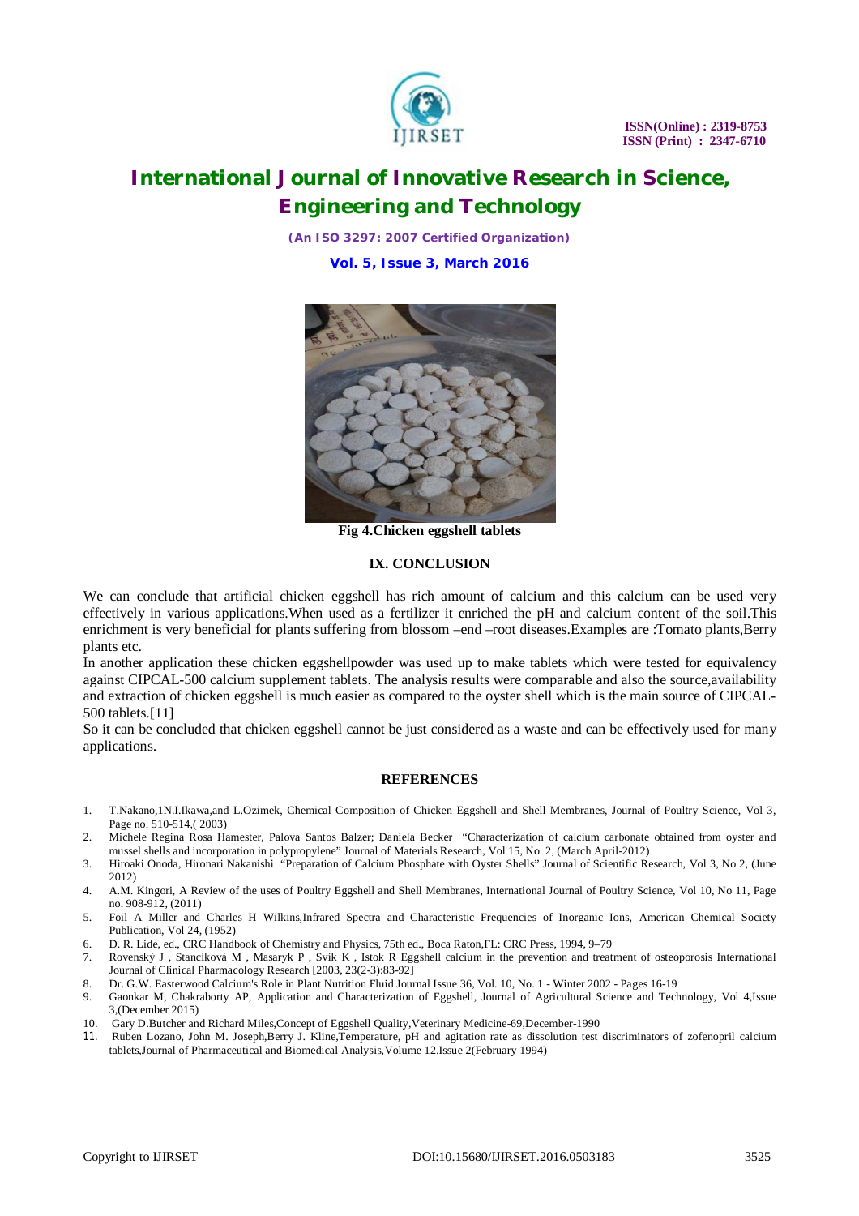Fig 4.Chicken eggshell tablets

## IX. CONCLUSION

We can conclude that artificial chicken eggshell has rich amount of calcium and this calcium can be used very effectively in various applications.When used as a fertilizer it enriched the pH and calcium content of the soil.This enrichment is very beneficial for plants suffering from blossom –end –root diseases.Examples are :Tomato plants,Berry plants etc.

In another application these chicken eggshellpowder was used up to make tablets which were tested for equivalency against CIPCAL-500 calcium supplement tablets. The analysis results were comparable and also the source,availability and extraction of chicken eggshell is much easier as compared to the oyster shell which is the main source of CIPCAL-500 tablets.[11]

So it can be concluded that chicken eggshell cannot be just considered as a waste and can be effectively used for many applications.

## REFERENCES

1. T.Nakano,1N.I.Ikawa,and L.Ozimek, Chemical Composition of Chicken Eggshell and Shell Membranes, Journal of Poultry Science, Vol 3, Page no. 510-514,( 2003)
2. Michele Regina Rosa Hamester, Palova Santos Balzer; Daniela Becker "Characterization of calcium carbonate obtained from oyster and mussel shells and incorporation in polypropylene" Journal of Materials Research, Vol 15, No. 2, (March April-2012)
3. Hiroaki Onoda, Hironari Nakanishi "Preparation of Calcium Phosphate with Oyster Shells" Journal of Scientific Research, Vol 3, No 2, (June 2012)
4. A.M. Kingori, A Review of the uses of Poultry Eggshell and Shell Membranes, International Journal of Poultry Science, Vol 10, No 11, Page no. 908-912, (2011)
5. Foil A Miller and Charles H Wilkins,Infrared Spectra and Characteristic Frequencies of Inorganic Ions, American Chemical Society Publication, Vol 24, (1952)
6. D. R. Lide, ed., CRC Handbook of Chemistry and Physics, 75th ed., Boca Raton,FL: CRC Press, 1994, 9–79
7. Rovenský J , Stancíková M , Masaryk P , Svík K , Istok R Eggshell calcium in the prevention and treatment of osteoporosis International Journal of Clinical Pharmacology Research [2003, 23(2-3):83-92]
8. Dr. G.W. Easterwood Calcium's Role in Plant Nutrition Fluid Journal Issue 36, Vol. 10, No. 1 - Winter 2002 - Pages 16-19
9. Gaonkar M, Chakraborty AP, Application and Characterization of Eggshell, Journal of Agricultural Science and Technology, Vol 4,Issue 3,(December 2015)
10. Gary D.Butcher and Richard Miles,Concept of Eggshell Quality,Veterinary Medicine-69,December-1990
11. Ruben Lozano, John M. Joseph,Berry J. Kline,Temperature, pH and agitation rate as dissolution test discriminators of zofenopril calcium tablets,Journal of Pharmaceutical and Biomedical Analysis,Volume 12,Issue 2(February 1994)